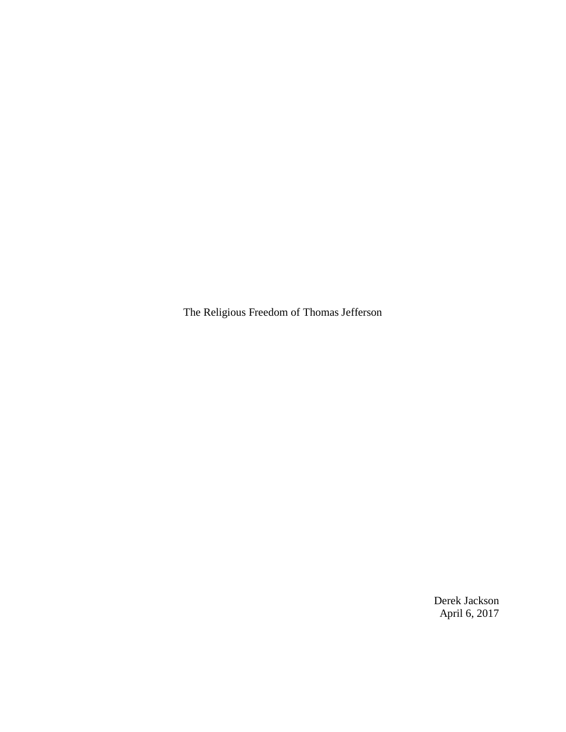# The Religious Freedom of Thomas Jefferson

Derek Jackson
April 6, 2017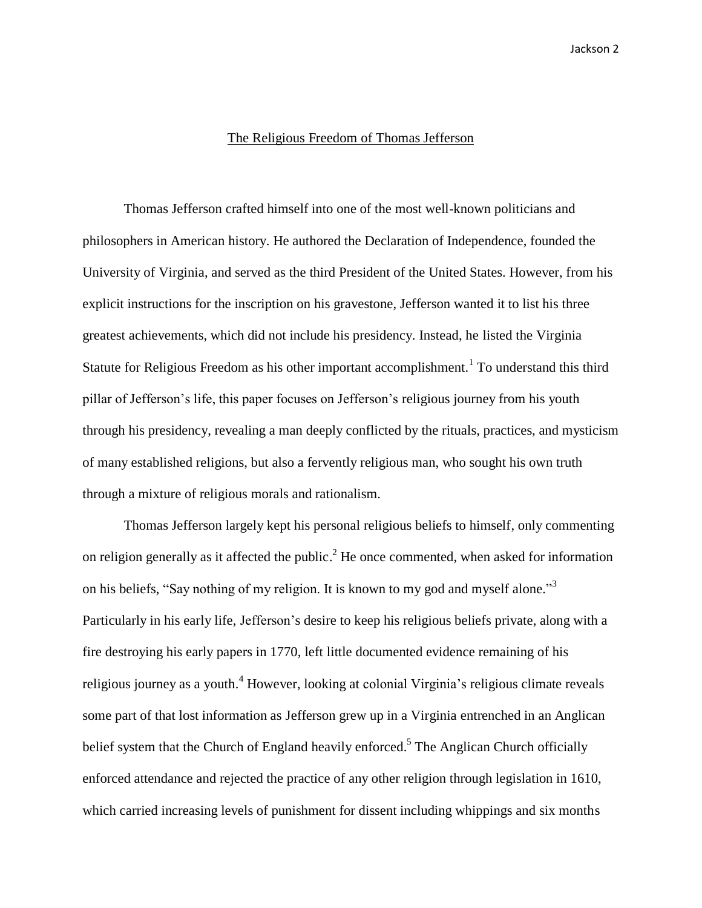# The Religious Freedom of Thomas Jefferson

Thomas Jefferson crafted himself into one of the most well-known politicians and philosophers in American history. He authored the Declaration of Independence, founded the University of Virginia, and served as the third President of the United States. However, from his explicit instructions for the inscription on his gravestone, Jefferson wanted it to list his three greatest achievements, which did not include his presidency. Instead, he listed the Virginia Statute for Religious Freedom as his other important accomplishment.[1] To understand this third pillar of Jefferson's life, this paper focuses on Jefferson's religious journey from his youth through his presidency, revealing a man deeply conflicted by the rituals, practices, and mysticism of many established religions, but also a fervently religious man, who sought his own truth through a mixture of religious morals and rationalism.

Thomas Jefferson largely kept his personal religious beliefs to himself, only commenting on religion generally as it affected the public.[2] He once commented, when asked for information on his beliefs, "Say nothing of my religion. It is known to my god and myself alone."[3] Particularly in his early life, Jefferson's desire to keep his religious beliefs private, along with a fire destroying his early papers in 1770, left little documented evidence remaining of his religious journey as a youth.[4] However, looking at colonial Virginia's religious climate reveals some part of that lost information as Jefferson grew up in a Virginia entrenched in an Anglican belief system that the Church of England heavily enforced.[5] The Anglican Church officially enforced attendance and rejected the practice of any other religion through legislation in 1610, which carried increasing levels of punishment for dissent including whippings and six months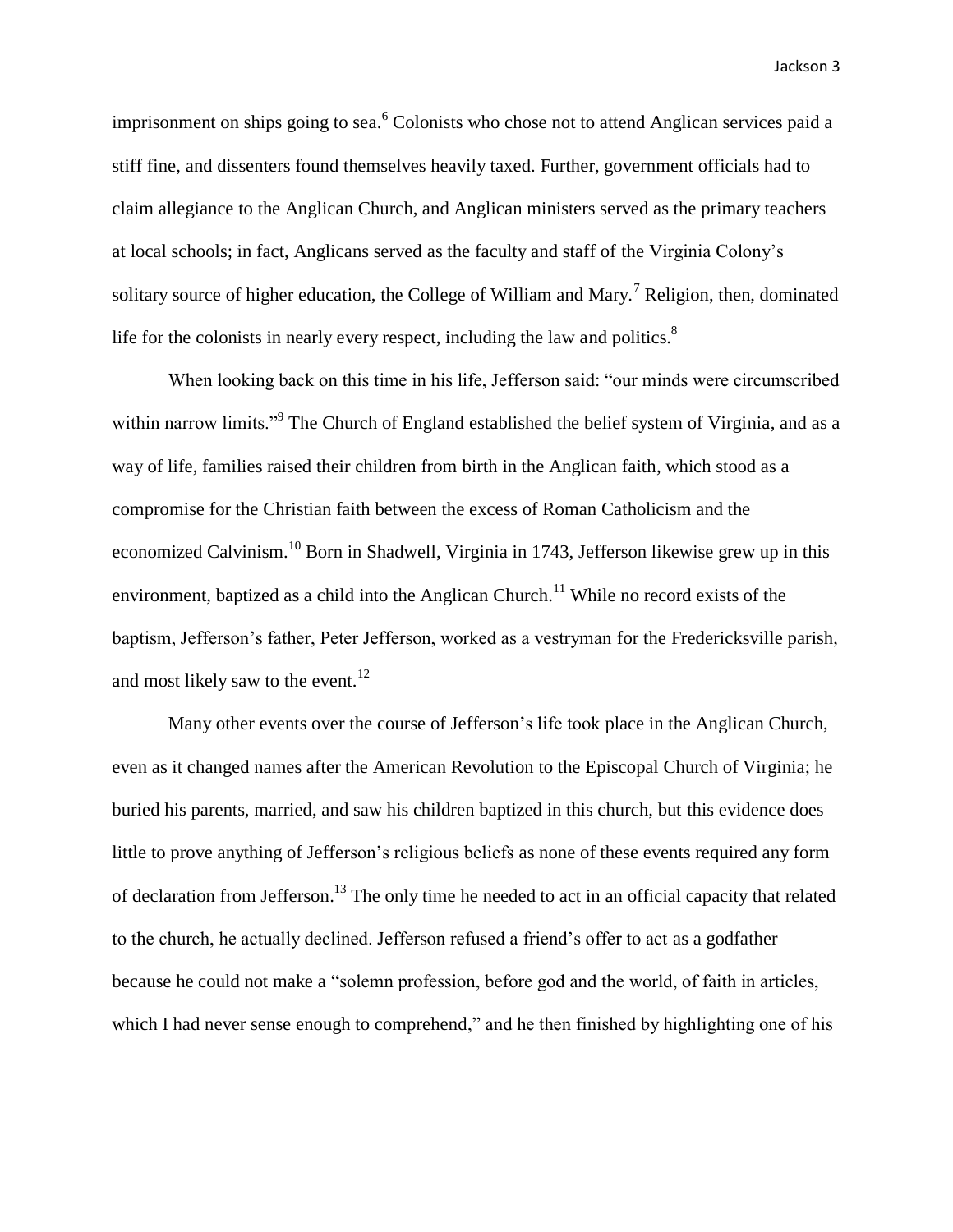imprisonment on ships going to sea.[6] Colonists who chose not to attend Anglican services paid a stiff fine, and dissenters found themselves heavily taxed. Further, government officials had to claim allegiance to the Anglican Church, and Anglican ministers served as the primary teachers at local schools; in fact, Anglicans served as the faculty and staff of the Virginia Colony's solitary source of higher education, the College of William and Mary.[7] Religion, then, dominated life for the colonists in nearly every respect, including the law and politics.[8]

When looking back on this time in his life, Jefferson said: "our minds were circumscribed within narrow limits."[9] The Church of England established the belief system of Virginia, and as a way of life, families raised their children from birth in the Anglican faith, which stood as a compromise for the Christian faith between the excess of Roman Catholicism and the economized Calvinism.[10] Born in Shadwell, Virginia in 1743, Jefferson likewise grew up in this environment, baptized as a child into the Anglican Church.[11] While no record exists of the baptism, Jefferson's father, Peter Jefferson, worked as a vestryman for the Fredericksville parish, and most likely saw to the event.[12]

Many other events over the course of Jefferson's life took place in the Anglican Church, even as it changed names after the American Revolution to the Episcopal Church of Virginia; he buried his parents, married, and saw his children baptized in this church, but this evidence does little to prove anything of Jefferson's religious beliefs as none of these events required any form of declaration from Jefferson.[13] The only time he needed to act in an official capacity that related to the church, he actually declined. Jefferson refused a friend's offer to act as a godfather because he could not make a "solemn profession, before god and the world, of faith in articles, which I had never sense enough to comprehend," and he then finished by highlighting one of his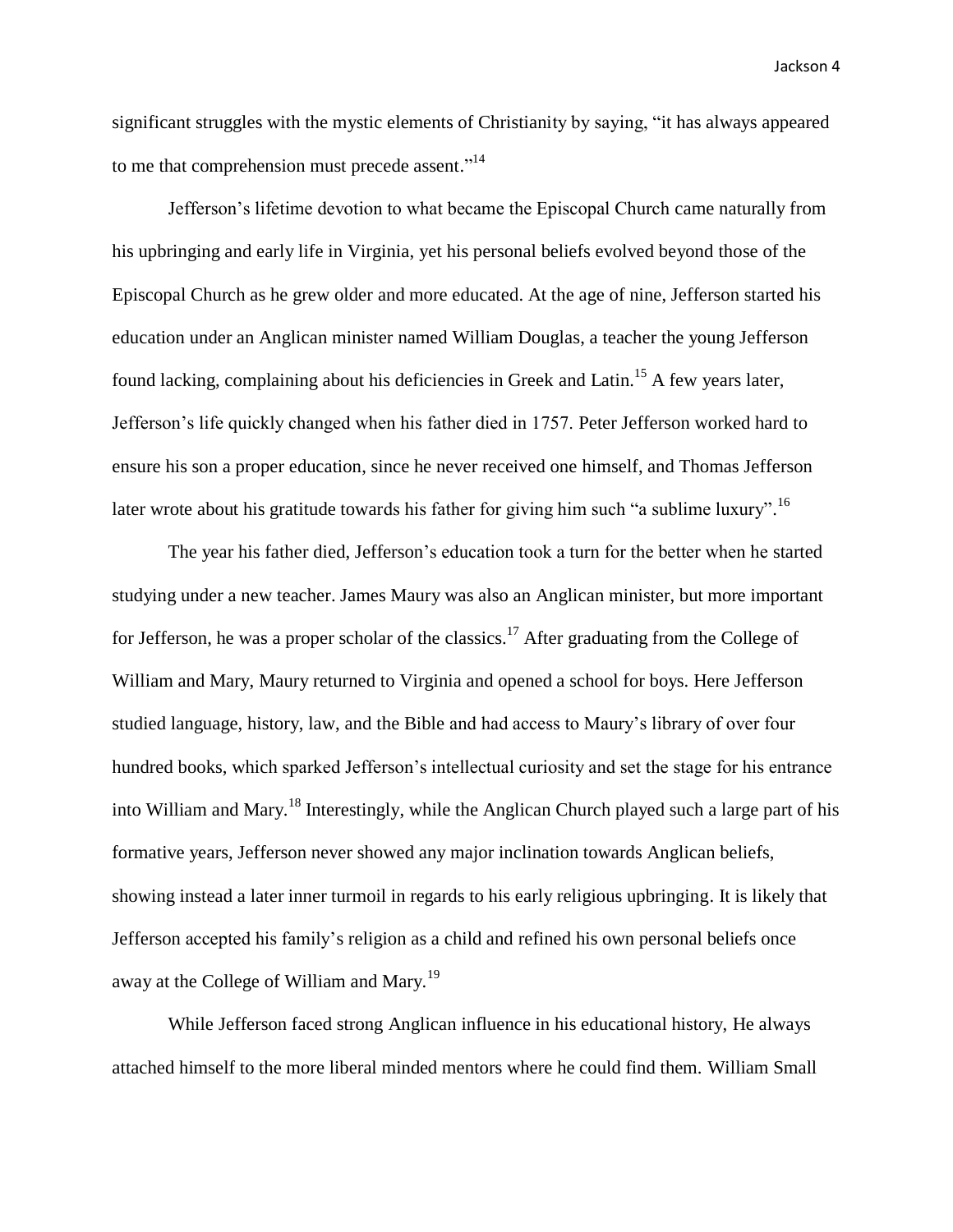significant struggles with the mystic elements of Christianity by saying, "it has always appeared to me that comprehension must precede assent."[14]

Jefferson's lifetime devotion to what became the Episcopal Church came naturally from his upbringing and early life in Virginia, yet his personal beliefs evolved beyond those of the Episcopal Church as he grew older and more educated. At the age of nine, Jefferson started his education under an Anglican minister named William Douglas, a teacher the young Jefferson found lacking, complaining about his deficiencies in Greek and Latin.[15] A few years later, Jefferson's life quickly changed when his father died in 1757. Peter Jefferson worked hard to ensure his son a proper education, since he never received one himself, and Thomas Jefferson later wrote about his gratitude towards his father for giving him such "a sublime luxury".[16]

The year his father died, Jefferson's education took a turn for the better when he started studying under a new teacher. James Maury was also an Anglican minister, but more important for Jefferson, he was a proper scholar of the classics.[17] After graduating from the College of William and Mary, Maury returned to Virginia and opened a school for boys. Here Jefferson studied language, history, law, and the Bible and had access to Maury's library of over four hundred books, which sparked Jefferson's intellectual curiosity and set the stage for his entrance into William and Mary.[18] Interestingly, while the Anglican Church played such a large part of his formative years, Jefferson never showed any major inclination towards Anglican beliefs, showing instead a later inner turmoil in regards to his early religious upbringing. It is likely that Jefferson accepted his family's religion as a child and refined his own personal beliefs once away at the College of William and Mary.[19]

While Jefferson faced strong Anglican influence in his educational history, He always attached himself to the more liberal minded mentors where he could find them. William Small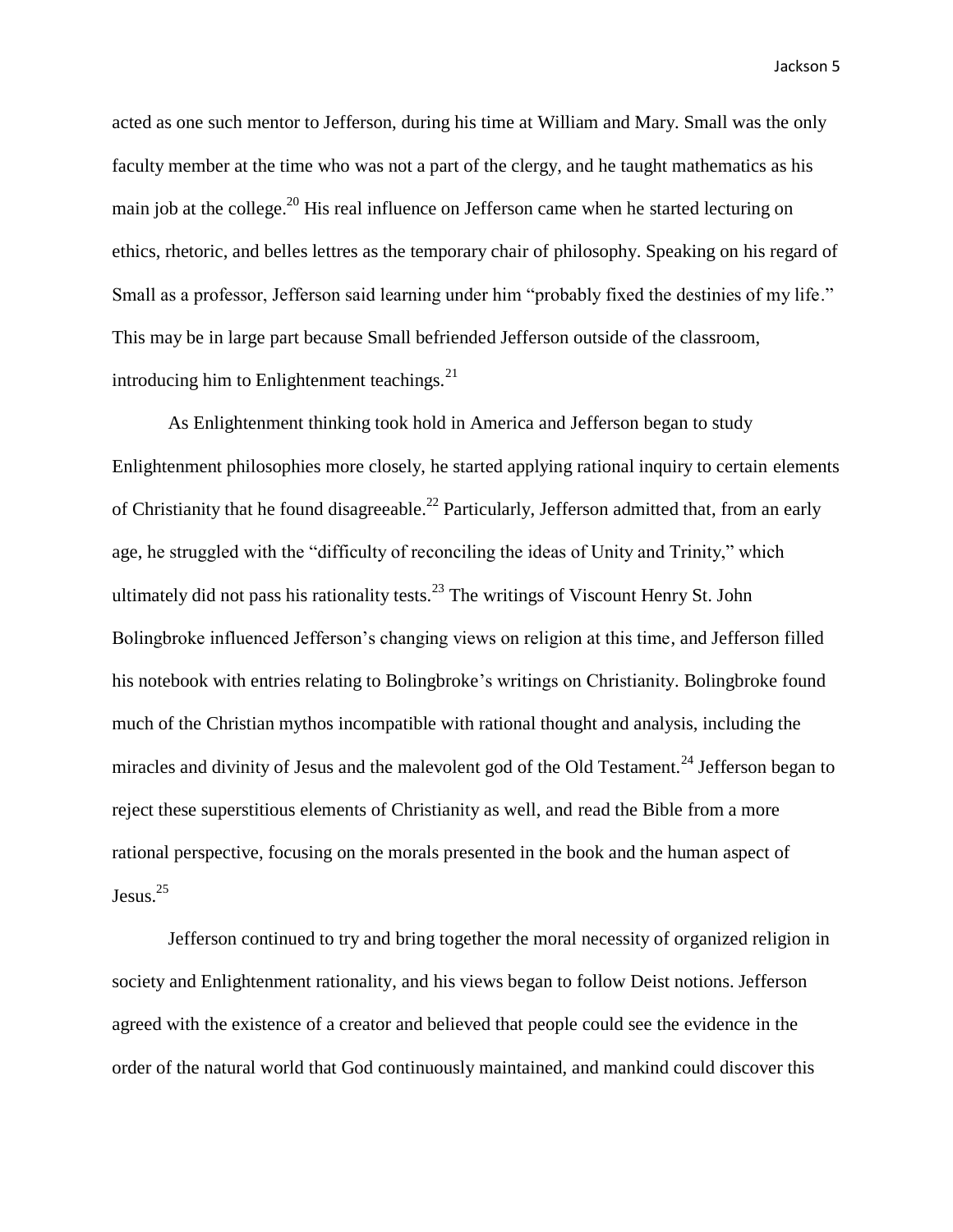acted as one such mentor to Jefferson, during his time at William and Mary. Small was the only faculty member at the time who was not a part of the clergy, and he taught mathematics as his main job at the college.[20] His real influence on Jefferson came when he started lecturing on ethics, rhetoric, and belles lettres as the temporary chair of philosophy. Speaking on his regard of Small as a professor, Jefferson said learning under him "probably fixed the destinies of my life." This may be in large part because Small befriended Jefferson outside of the classroom, introducing him to Enlightenment teachings.[21]

As Enlightenment thinking took hold in America and Jefferson began to study Enlightenment philosophies more closely, he started applying rational inquiry to certain elements of Christianity that he found disagreeable.[22] Particularly, Jefferson admitted that, from an early age, he struggled with the "difficulty of reconciling the ideas of Unity and Trinity," which ultimately did not pass his rationality tests.[23] The writings of Viscount Henry St. John Bolingbroke influenced Jefferson's changing views on religion at this time, and Jefferson filled his notebook with entries relating to Bolingbroke's writings on Christianity. Bolingbroke found much of the Christian mythos incompatible with rational thought and analysis, including the miracles and divinity of Jesus and the malevolent god of the Old Testament.[24] Jefferson began to reject these superstitious elements of Christianity as well, and read the Bible from a more rational perspective, focusing on the morals presented in the book and the human aspect of Jesus.[25]

Jefferson continued to try and bring together the moral necessity of organized religion in society and Enlightenment rationality, and his views began to follow Deist notions. Jefferson agreed with the existence of a creator and believed that people could see the evidence in the order of the natural world that God continuously maintained, and mankind could discover this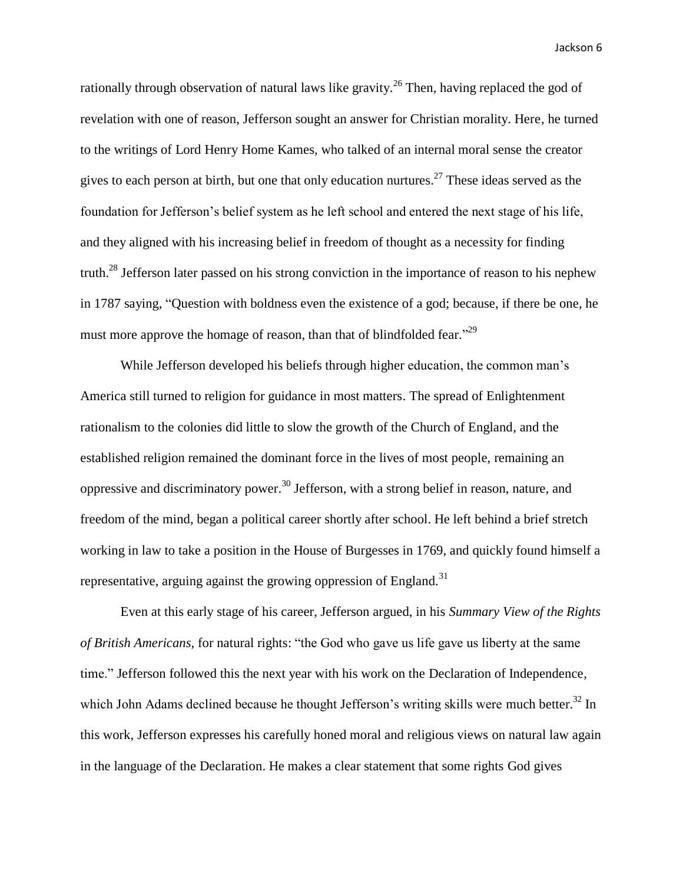rationally through observation of natural laws like gravity.[26] Then, having replaced the god of revelation with one of reason, Jefferson sought an answer for Christian morality. Here, he turned to the writings of Lord Henry Home Kames, who talked of an internal moral sense the creator gives to each person at birth, but one that only education nurtures.[27] These ideas served as the foundation for Jefferson's belief system as he left school and entered the next stage of his life, and they aligned with his increasing belief in freedom of thought as a necessity for finding truth.[28] Jefferson later passed on his strong conviction in the importance of reason to his nephew in 1787 saying, "Question with boldness even the existence of a god; because, if there be one, he must more approve the homage of reason, than that of blindfolded fear."[29]

While Jefferson developed his beliefs through higher education, the common man's America still turned to religion for guidance in most matters. The spread of Enlightenment rationalism to the colonies did little to slow the growth of the Church of England, and the established religion remained the dominant force in the lives of most people, remaining an oppressive and discriminatory power.[30] Jefferson, with a strong belief in reason, nature, and freedom of the mind, began a political career shortly after school. He left behind a brief stretch working in law to take a position in the House of Burgesses in 1769, and quickly found himself a representative, arguing against the growing oppression of England.[31]

Even at this early stage of his career, Jefferson argued, in his *Summary View of the Rights of British Americans*, for natural rights: "the God who gave us life gave us liberty at the same time." Jefferson followed this the next year with his work on the Declaration of Independence, which John Adams declined because he thought Jefferson's writing skills were much better.[32] In this work, Jefferson expresses his carefully honed moral and religious views on natural law again in the language of the Declaration. He makes a clear statement that some rights God gives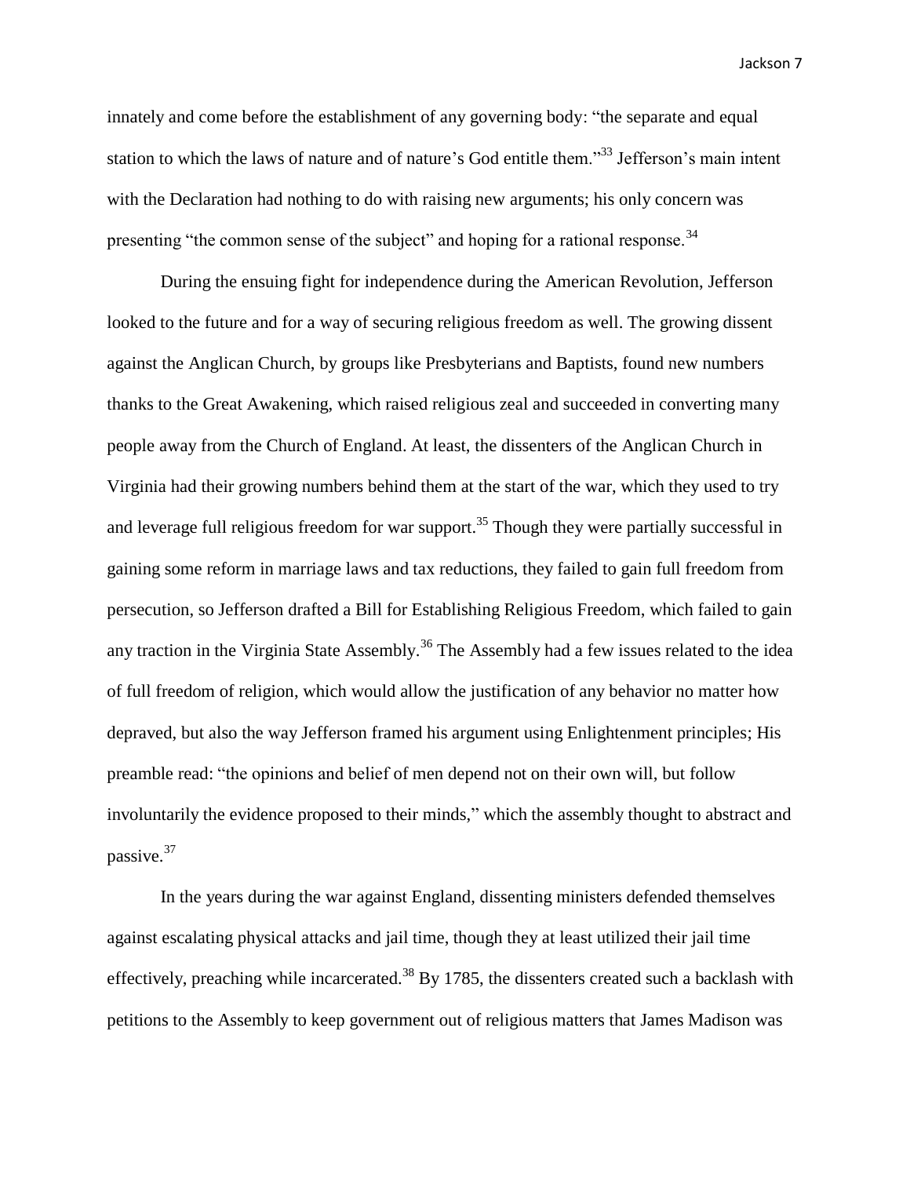innately and come before the establishment of any governing body: "the separate and equal station to which the laws of nature and of nature's God entitle them."[33] Jefferson's main intent with the Declaration had nothing to do with raising new arguments; his only concern was presenting "the common sense of the subject" and hoping for a rational response.[34]

During the ensuing fight for independence during the American Revolution, Jefferson looked to the future and for a way of securing religious freedom as well. The growing dissent against the Anglican Church, by groups like Presbyterians and Baptists, found new numbers thanks to the Great Awakening, which raised religious zeal and succeeded in converting many people away from the Church of England. At least, the dissenters of the Anglican Church in Virginia had their growing numbers behind them at the start of the war, which they used to try and leverage full religious freedom for war support.[35] Though they were partially successful in gaining some reform in marriage laws and tax reductions, they failed to gain full freedom from persecution, so Jefferson drafted a Bill for Establishing Religious Freedom, which failed to gain any traction in the Virginia State Assembly.[36] The Assembly had a few issues related to the idea of full freedom of religion, which would allow the justification of any behavior no matter how depraved, but also the way Jefferson framed his argument using Enlightenment principles; His preamble read: "the opinions and belief of men depend not on their own will, but follow involuntarily the evidence proposed to their minds," which the assembly thought to abstract and passive.[37]

In the years during the war against England, dissenting ministers defended themselves against escalating physical attacks and jail time, though they at least utilized their jail time effectively, preaching while incarcerated.[38] By 1785, the dissenters created such a backlash with petitions to the Assembly to keep government out of religious matters that James Madison was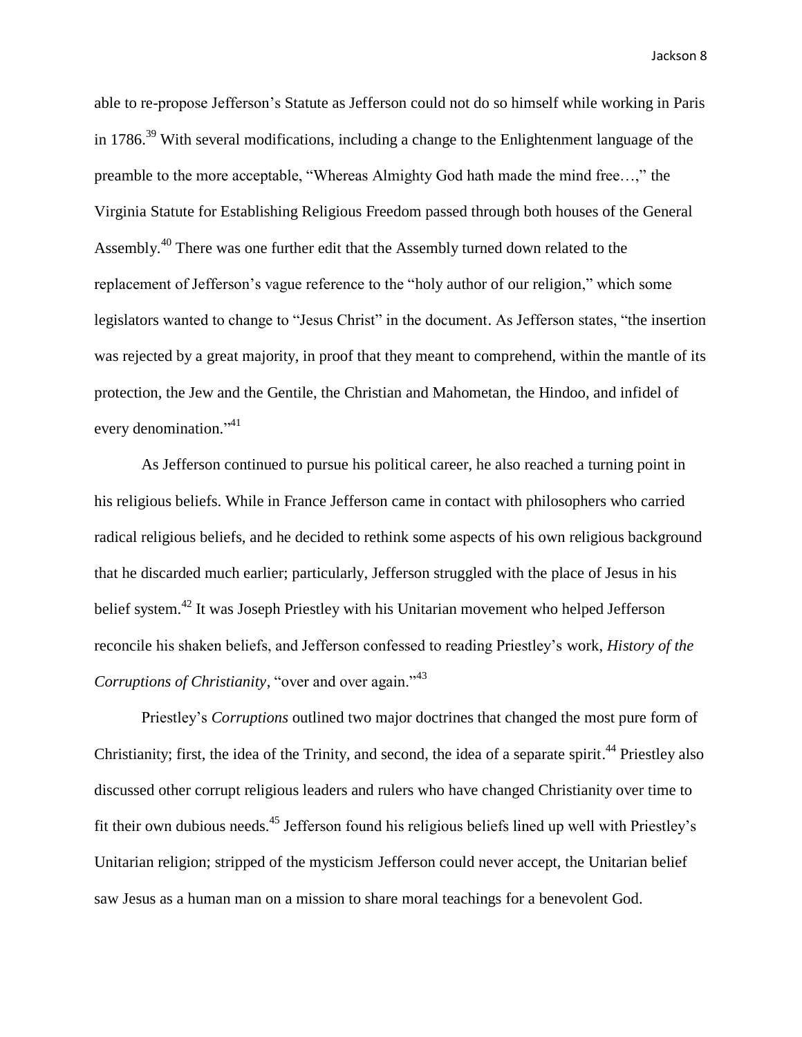able to re-propose Jefferson's Statute as Jefferson could not do so himself while working in Paris in 1786.[39] With several modifications, including a change to the Enlightenment language of the preamble to the more acceptable, "Whereas Almighty God hath made the mind free…," the Virginia Statute for Establishing Religious Freedom passed through both houses of the General Assembly.[40] There was one further edit that the Assembly turned down related to the replacement of Jefferson's vague reference to the "holy author of our religion," which some legislators wanted to change to "Jesus Christ" in the document. As Jefferson states, "the insertion was rejected by a great majority, in proof that they meant to comprehend, within the mantle of its protection, the Jew and the Gentile, the Christian and Mahometan, the Hindoo, and infidel of every denomination."[41]

As Jefferson continued to pursue his political career, he also reached a turning point in his religious beliefs. While in France Jefferson came in contact with philosophers who carried radical religious beliefs, and he decided to rethink some aspects of his own religious background that he discarded much earlier; particularly, Jefferson struggled with the place of Jesus in his belief system.[42] It was Joseph Priestley with his Unitarian movement who helped Jefferson reconcile his shaken beliefs, and Jefferson confessed to reading Priestley's work, *History of the Corruptions of Christianity*, "over and over again."[43]

Priestley's *Corruptions* outlined two major doctrines that changed the most pure form of Christianity; first, the idea of the Trinity, and second, the idea of a separate spirit.[44] Priestley also discussed other corrupt religious leaders and rulers who have changed Christianity over time to fit their own dubious needs.[45] Jefferson found his religious beliefs lined up well with Priestley's Unitarian religion; stripped of the mysticism Jefferson could never accept, the Unitarian belief saw Jesus as a human man on a mission to share moral teachings for a benevolent God.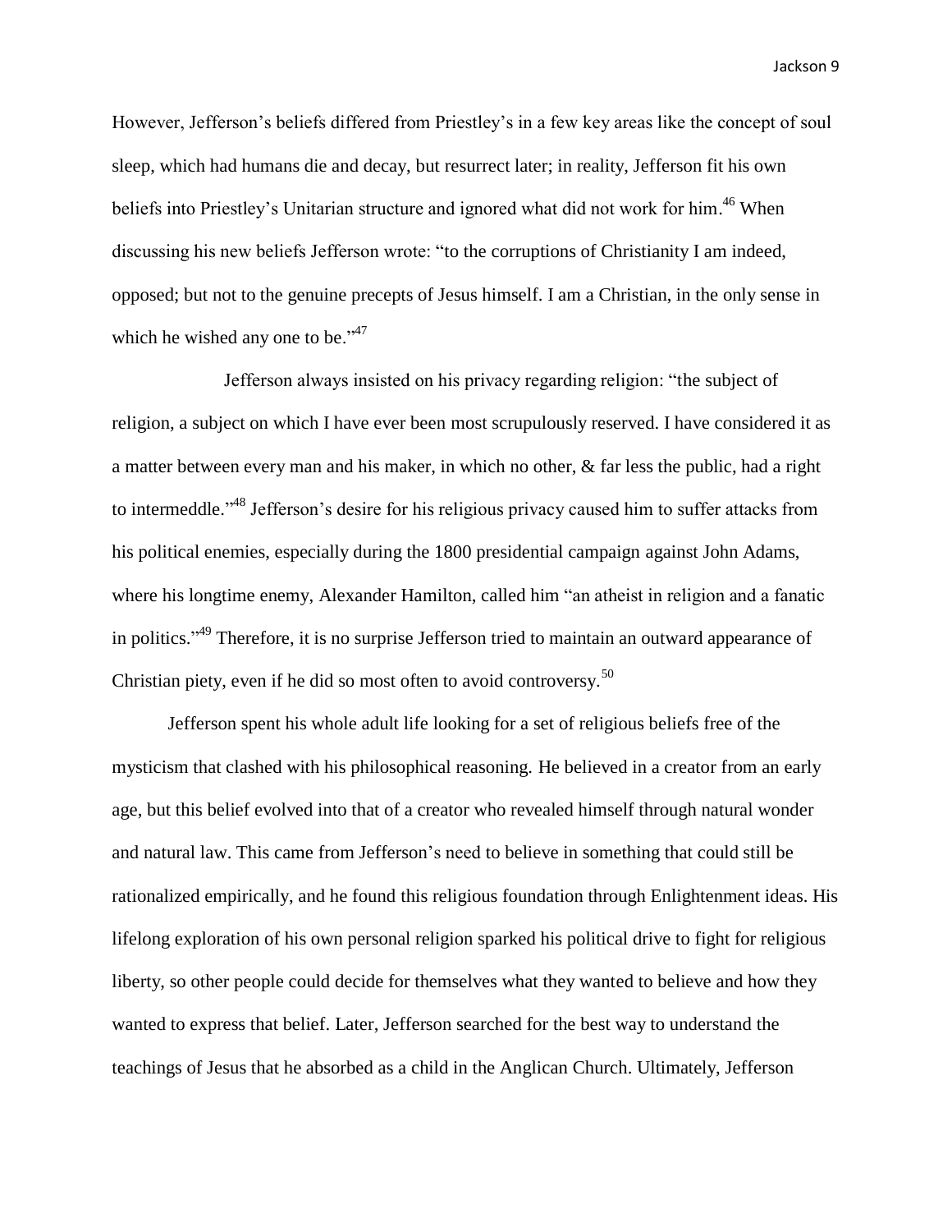However, Jefferson's beliefs differed from Priestley's in a few key areas like the concept of soul sleep, which had humans die and decay, but resurrect later; in reality, Jefferson fit his own beliefs into Priestley's Unitarian structure and ignored what did not work for him.[46] When discussing his new beliefs Jefferson wrote: "to the corruptions of Christianity I am indeed, opposed; but not to the genuine precepts of Jesus himself. I am a Christian, in the only sense in which he wished any one to be."[47]

Jefferson always insisted on his privacy regarding religion: "the subject of religion, a subject on which I have ever been most scrupulously reserved. I have considered it as a matter between every man and his maker, in which no other, & far less the public, had a right to intermeddle."[48] Jefferson's desire for his religious privacy caused him to suffer attacks from his political enemies, especially during the 1800 presidential campaign against John Adams, where his longtime enemy, Alexander Hamilton, called him "an atheist in religion and a fanatic in politics."[49] Therefore, it is no surprise Jefferson tried to maintain an outward appearance of Christian piety, even if he did so most often to avoid controversy.[50]

Jefferson spent his whole adult life looking for a set of religious beliefs free of the mysticism that clashed with his philosophical reasoning. He believed in a creator from an early age, but this belief evolved into that of a creator who revealed himself through natural wonder and natural law. This came from Jefferson's need to believe in something that could still be rationalized empirically, and he found this religious foundation through Enlightenment ideas. His lifelong exploration of his own personal religion sparked his political drive to fight for religious liberty, so other people could decide for themselves what they wanted to believe and how they wanted to express that belief. Later, Jefferson searched for the best way to understand the teachings of Jesus that he absorbed as a child in the Anglican Church. Ultimately, Jefferson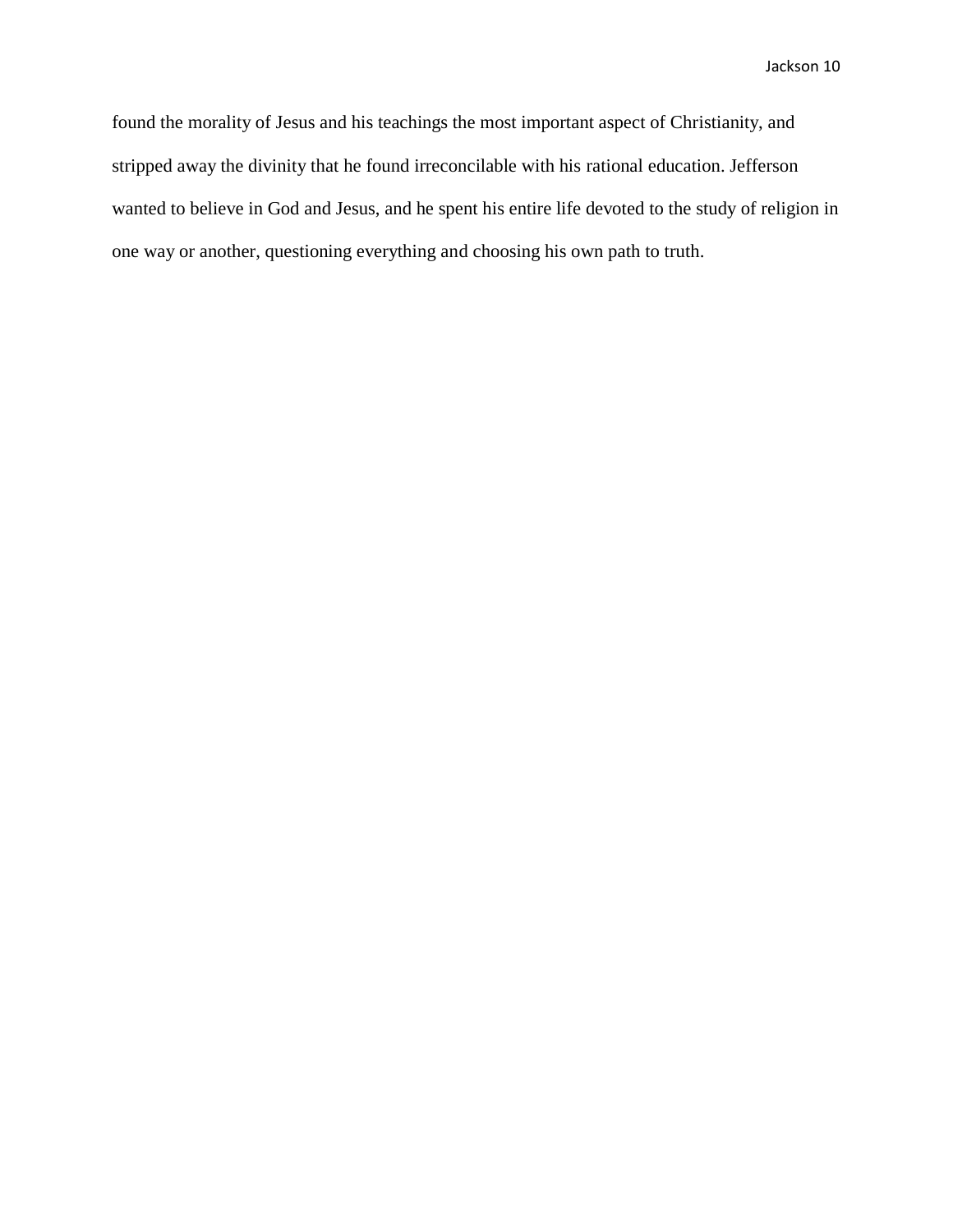found the morality of Jesus and his teachings the most important aspect of Christianity, and stripped away the divinity that he found irreconcilable with his rational education. Jefferson wanted to believe in God and Jesus, and he spent his entire life devoted to the study of religion in one way or another, questioning everything and choosing his own path to truth.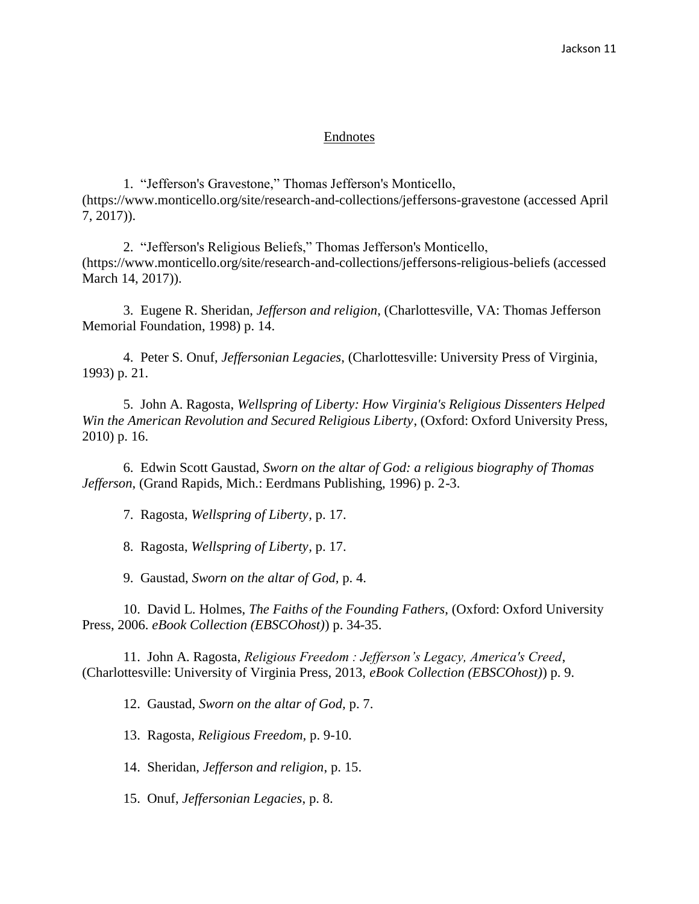## Endnotes

1. "Jefferson's Gravestone," Thomas Jefferson's Monticello, (https://www.monticello.org/site/research-and-collections/jeffersons-gravestone (accessed April 7, 2017)).

2. "Jefferson's Religious Beliefs," Thomas Jefferson's Monticello, (https://www.monticello.org/site/research-and-collections/jeffersons-religious-beliefs (accessed March 14, 2017)).

3. Eugene R. Sheridan, *Jefferson and religion*, (Charlottesville, VA: Thomas Jefferson Memorial Foundation, 1998) p. 14.

4. Peter S. Onuf, *Jeffersonian Legacies*, (Charlottesville: University Press of Virginia, 1993) p. 21.

5. John A. Ragosta, *Wellspring of Liberty: How Virginia's Religious Dissenters Helped Win the American Revolution and Secured Religious Liberty*, (Oxford: Oxford University Press, 2010) p. 16.

6. Edwin Scott Gaustad, *Sworn on the altar of God: a religious biography of Thomas Jefferson*, (Grand Rapids, Mich.: Eerdmans Publishing, 1996) p. 2-3.

7. Ragosta, *Wellspring of Liberty*, p. 17.

8. Ragosta, *Wellspring of Liberty*, p. 17.

9. Gaustad, *Sworn on the altar of God*, p. 4.

10. David L. Holmes, *The Faiths of the Founding Fathers*, (Oxford: Oxford University Press, 2006. *eBook Collection (EBSCOhost)*) p. 34-35.

11. John A. Ragosta, *Religious Freedom : Jefferson's Legacy, America's Creed*, (Charlottesville: University of Virginia Press, 2013, *eBook Collection (EBSCOhost)*) p. 9.

12. Gaustad, *Sworn on the altar of God*, p. 7.

13. Ragosta, *Religious Freedom*, p. 9-10.

14. Sheridan, *Jefferson and religion*, p. 15.

15. Onuf, *Jeffersonian Legacies*, p. 8.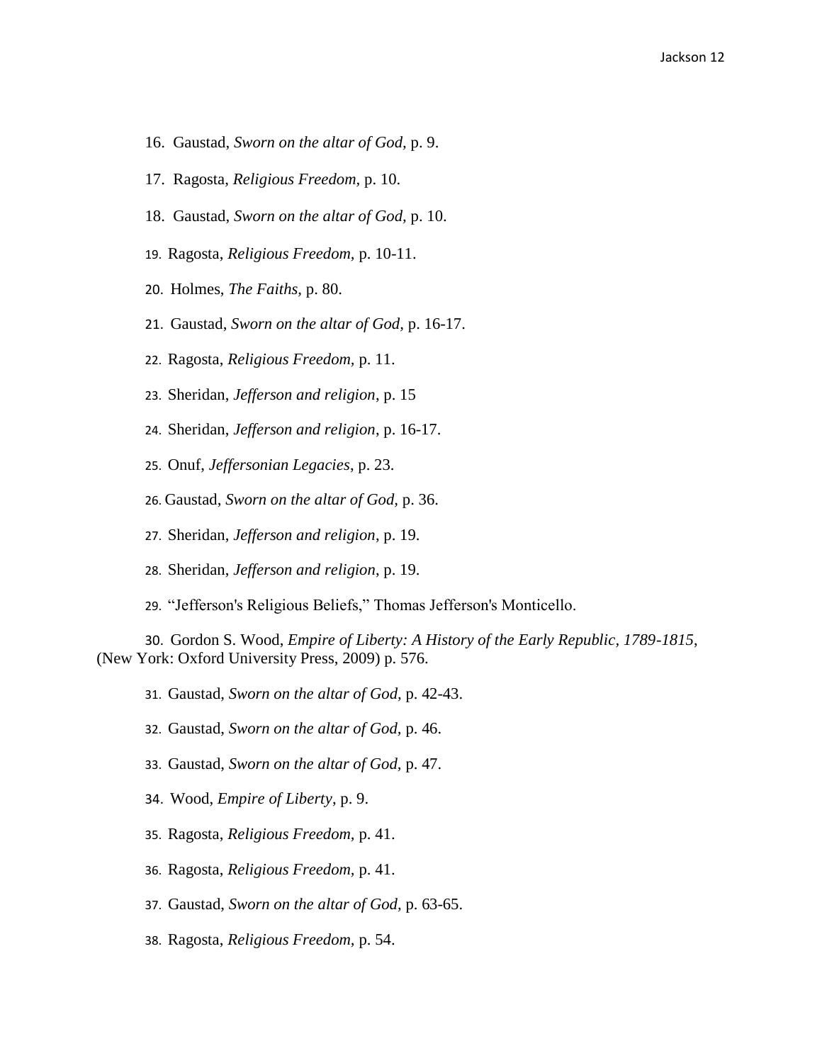16. Gaustad, *Sworn on the altar of God,* p. 9.

17. Ragosta, *Religious Freedom,* p. 10.

18. Gaustad, *Sworn on the altar of God,* p. 10.

19. Ragosta, *Religious Freedom,* p. 10-11.

20. Holmes, *The Faiths,* p. 80.

21. Gaustad, *Sworn on the altar of God,* p. 16-17.

22. Ragosta, *Religious Freedom,* p. 11.

23. Sheridan, *Jefferson and religion,* p. 15

24. Sheridan, *Jefferson and religion,* p. 16-17.

25. Onuf, *Jeffersonian Legacies*, p. 23.

26. Gaustad, *Sworn on the altar of God*, p. 36.

27. Sheridan, *Jefferson and religion*, p. 19.

28. Sheridan, *Jefferson and religion*, p. 19.

29. "Jefferson's Religious Beliefs," Thomas Jefferson's Monticello.

30. Gordon S. Wood, *Empire of Liberty: A History of the Early Republic, 1789-1815*, (New York: Oxford University Press, 2009) p. 576.

31. Gaustad, *Sworn on the altar of God,* p. 42-43.

32. Gaustad, *Sworn on the altar of God,* p. 46.

33. Gaustad, *Sworn on the altar of God,* p. 47.

34. Wood, *Empire of Liberty,* p. 9.

35. Ragosta, *Religious Freedom,* p. 41.

36. Ragosta, *Religious Freedom,* p. 41.

37. Gaustad, *Sworn on the altar of God,* p. 63-65.

38. Ragosta, *Religious Freedom,* p. 54.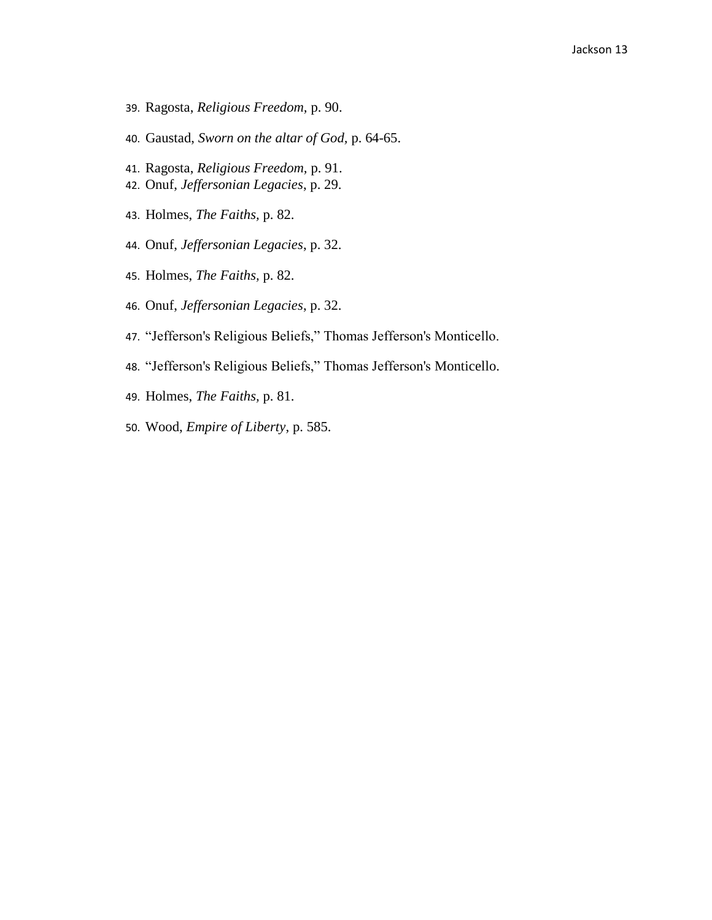39. Ragosta, *Religious Freedom,* p. 90.

40. Gaustad, *Sworn on the altar of God*, p. 64-65.

41. Ragosta, *Religious Freedom,* p. 91.
42. Onuf, *Jeffersonian Legacies*, p. 29.

43. Holmes, *The Faiths,* p. 82.

44. Onuf, *Jeffersonian Legacies*, p. 32.

45. Holmes, *The Faiths,* p. 82.

46. Onuf, *Jeffersonian Legacies*, p. 32.

47. "Jefferson's Religious Beliefs," Thomas Jefferson's Monticello.

48. "Jefferson's Religious Beliefs," Thomas Jefferson's Monticello.

49. Holmes, *The Faiths,* p. 81.

50. Wood, *Empire of Liberty*, p. 585.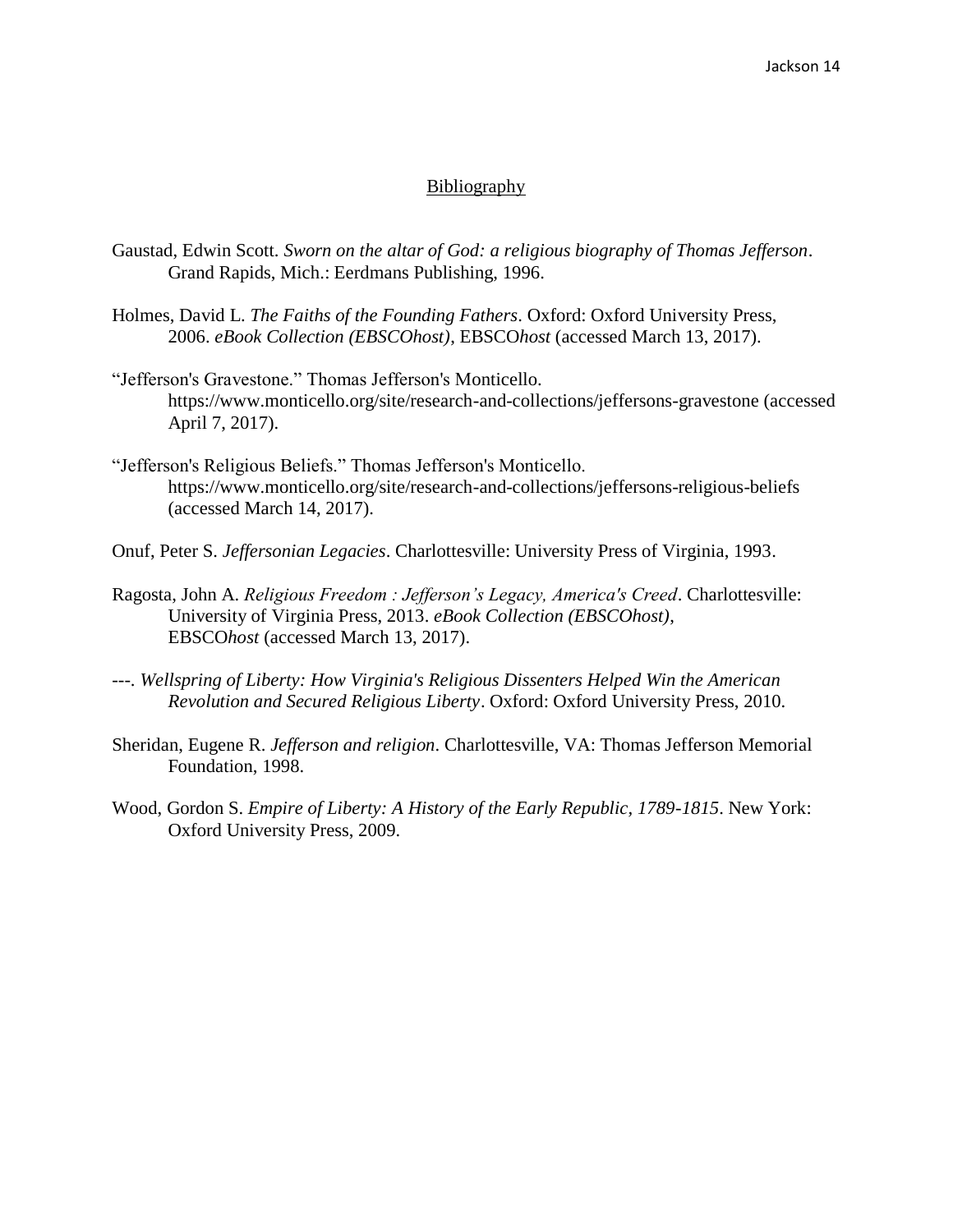# Bibliography

Gaustad, Edwin Scott. *Sworn on the altar of God: a religious biography of Thomas Jefferson*. Grand Rapids, Mich.: Eerdmans Publishing, 1996.

Holmes, David L. *The Faiths of the Founding Fathers*. Oxford: Oxford University Press, 2006. *eBook Collection (EBSCOhost)*, EBSCO*host* (accessed March 13, 2017).

"Jefferson's Gravestone." Thomas Jefferson's Monticello. https://www.monticello.org/site/research-and-collections/jeffersons-gravestone (accessed April 7, 2017).

"Jefferson's Religious Beliefs." Thomas Jefferson's Monticello. https://www.monticello.org/site/research-and-collections/jeffersons-religious-beliefs (accessed March 14, 2017).

Onuf, Peter S. *Jeffersonian Legacies*. Charlottesville: University Press of Virginia, 1993.

Ragosta, John A. *Religious Freedom : Jefferson's Legacy, America's Creed*. Charlottesville: University of Virginia Press, 2013. *eBook Collection (EBSCOhost)*, EBSCO*host* (accessed March 13, 2017).

---. *Wellspring of Liberty: How Virginia's Religious Dissenters Helped Win the American Revolution and Secured Religious Liberty*. Oxford: Oxford University Press, 2010.

Sheridan, Eugene R. *Jefferson and religion*. Charlottesville, VA: Thomas Jefferson Memorial Foundation, 1998.

Wood, Gordon S. *Empire of Liberty: A History of the Early Republic, 1789-1815*. New York: Oxford University Press, 2009.